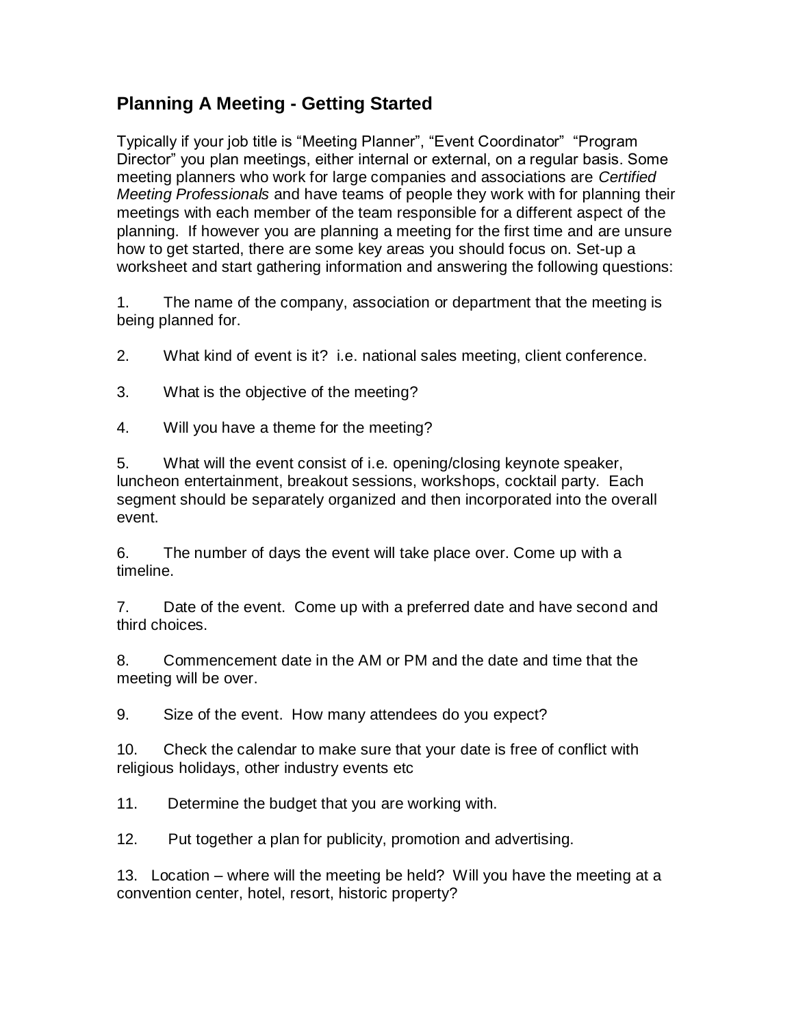## Planning A Meeting - Getting Started

Typically if your job title is "Meeting Planner", "Event Coordinator" "Program Director" you plan meetings, either internal or external, on a regular basis. Some meeting planners who work for large companies and associations are *Certified Meeting Professionals* and have teams of people they work with for planning their meetings with each member of the team responsible for a different aspect of the planning. If however you are planning a meeting for the first time and are unsure how to get started, there are some key areas you should focus on. Set-up a worksheet and start gathering information and answering the following questions:

1. The name of the company, association or department that the meeting is being planned for.

2. What kind of event is it? i.e. national sales meeting, client conference.

3. What is the objective of the meeting?

4. Will you have a theme for the meeting?

5. What will the event consist of i.e. opening/closing keynote speaker, luncheon entertainment, breakout sessions, workshops, cocktail party. Each segment should be separately organized and then incorporated into the overall event.

6. The number of days the event will take place over. Come up with a timeline.

7. Date of the event. Come up with a preferred date and have second and third choices.

8. Commencement date in the AM or PM and the date and time that the meeting will be over.

9. Size of the event. How many attendees do you expect?

10. Check the calendar to make sure that your date is free of conflict with religious holidays, other industry events etc

11. Determine the budget that you are working with.

12. Put together a plan for publicity, promotion and advertising.

13. Location – where will the meeting be held? Will you have the meeting at a convention center, hotel, resort, historic property?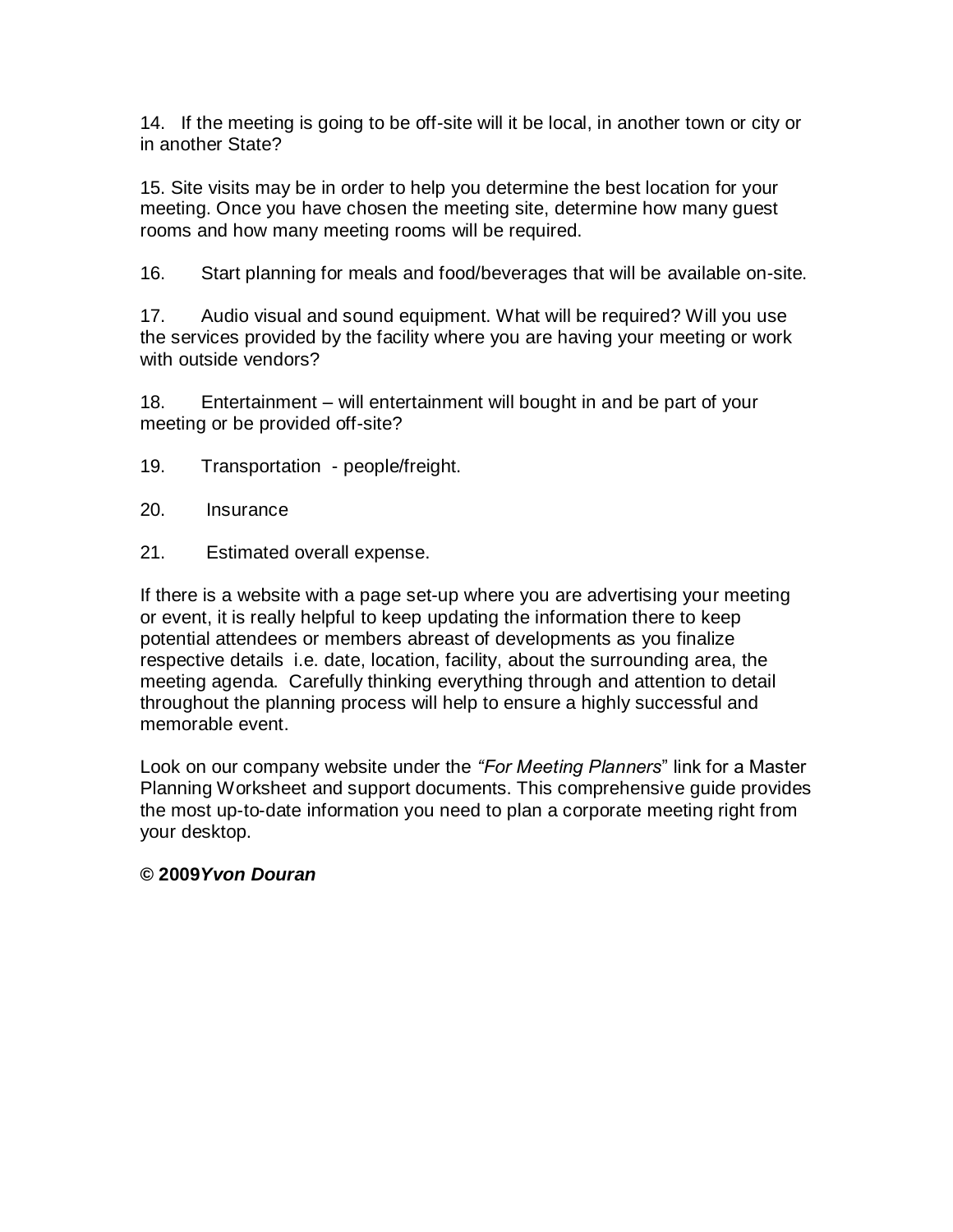14. If the meeting is going to be off-site will it be local, in another town or city or in another State?

15. Site visits may be in order to help you determine the best location for your meeting. Once you have chosen the meeting site, determine how many guest rooms and how many meeting rooms will be required.

16. Start planning for meals and food/beverages that will be available on-site.

17. Audio visual and sound equipment. What will be required? Will you use the services provided by the facility where you are having your meeting or work with outside vendors?

18. Entertainment – will entertainment will bought in and be part of your meeting or be provided off-site?

19. Transportation - people/freight.

20. Insurance

21. Estimated overall expense.

If there is a website with a page set-up where you are advertising your meeting or event, it is really helpful to keep updating the information there to keep potential attendees or members abreast of developments as you finalize respective details i.e. date, location, facility, about the surrounding area, the meeting agenda. Carefully thinking everything through and attention to detail throughout the planning process will help to ensure a highly successful and memorable event.

Look on our company website under the *"For Meeting Planners*" link for a Master Planning Worksheet and support documents. This comprehensive guide provides the most up-to-date information you need to plan a corporate meeting right from your desktop.

**© 2009*Yvon Douran***